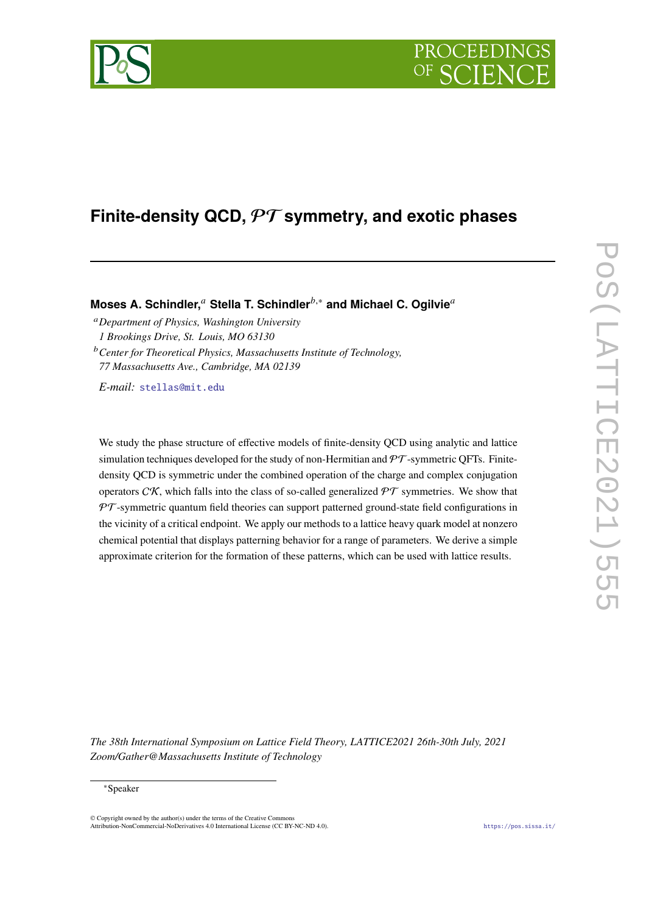# Finite-density QCD, $\mathcal{PT}$ symmetry, and exotic phases

**Moses A. Schindler,**[a] **Stella T. Schindler**[b,*] **and Michael C. Ogilvie**[a]

[a] *Department of Physics, Washington University*
*1 Brookings Drive, St. Louis, MO 63130*

[b] *Center for Theoretical Physics, Massachusetts Institute of Technology,*
*77 Massachusetts Ave., Cambridge, MA 02139*

*E-mail:* stellas@mit.edu

We study the phase structure of effective models of finite-density QCD using analytic and lattice simulation techniques developed for the study of non-Hermitian and $\mathcal{PT}$-symmetric QFTs. Finite-density QCD is symmetric under the combined operation of the charge and complex conjugation operators $\mathcal{CK}$, which falls into the class of so-called generalized $\mathcal{PT}$ symmetries. We show that $\mathcal{PT}$-symmetric quantum field theories can support patterned ground-state field configurations in the vicinity of a critical endpoint. We apply our methods to a lattice heavy quark model at nonzero chemical potential that displays patterning behavior for a range of parameters. We derive a simple approximate criterion for the formation of these patterns, which can be used with lattice results.

*The 38th International Symposium on Lattice Field Theory, LATTICE2021 26th-30th July, 2021*
*Zoom/Gather@Massachusetts Institute of Technology*

*Speaker

© Copyright owned by the author(s) under the terms of the Creative Commons Attribution-NonCommercial-NoDerivatives 4.0 International License (CC BY-NC-ND 4.0).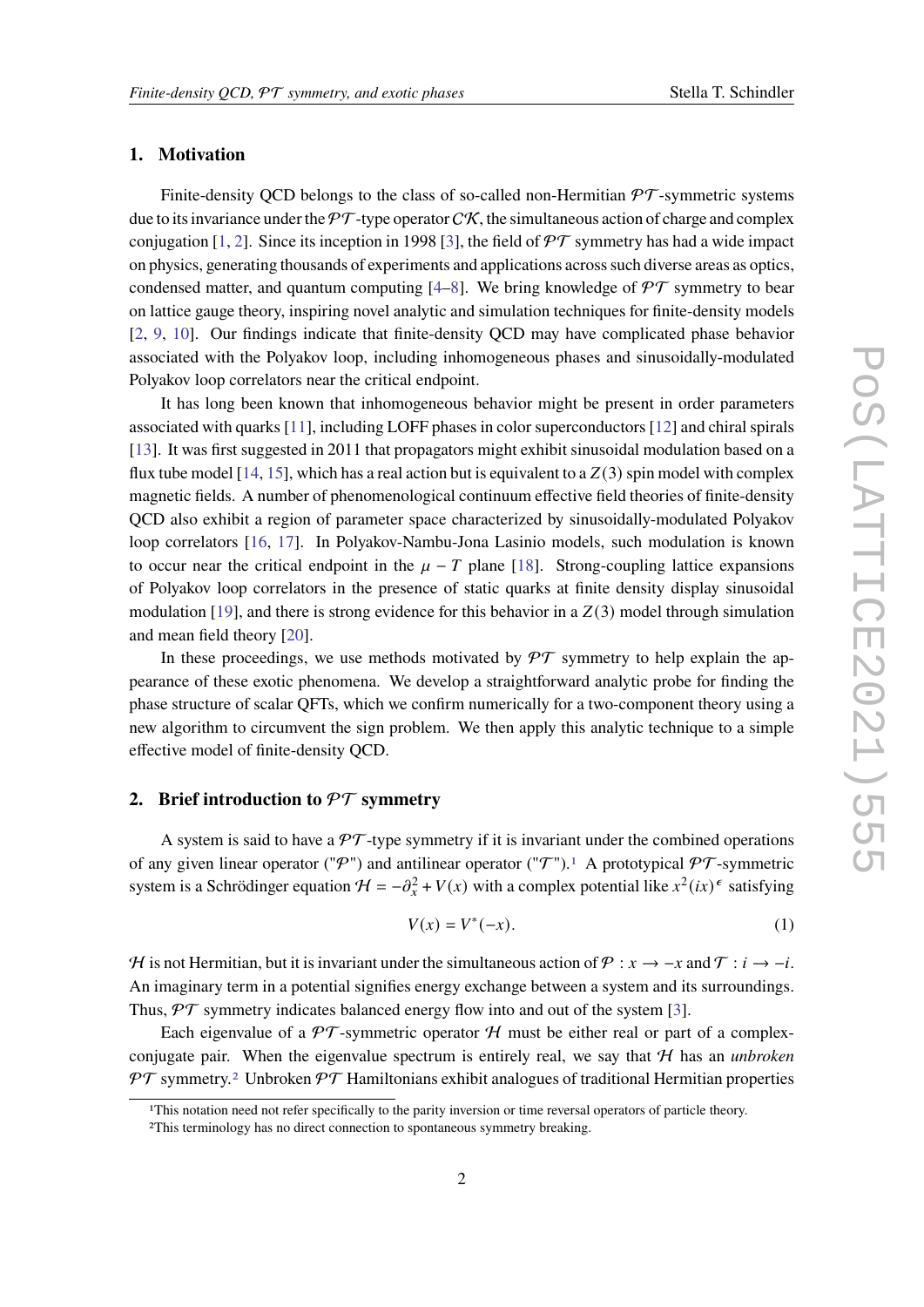## 1. Motivation

Finite-density QCD belongs to the class of so-called non-Hermitian $\mathcal{PT}$-symmetric systems due to its invariance under the $\mathcal{PT}$-type operator $\mathcal{CK}$, the simultaneous action of charge and complex conjugation [1, 2]. Since its inception in 1998 [3], the field of $\mathcal{PT}$ symmetry has had a wide impact on physics, generating thousands of experiments and applications across such diverse areas as optics, condensed matter, and quantum computing [4–8]. We bring knowledge of $\mathcal{PT}$ symmetry to bear on lattice gauge theory, inspiring novel analytic and simulation techniques for finite-density models [2, 9, 10]. Our findings indicate that finite-density QCD may have complicated phase behavior associated with the Polyakov loop, including inhomogeneous phases and sinusoidally-modulated Polyakov loop correlators near the critical endpoint.

It has long been known that inhomogeneous behavior might be present in order parameters associated with quarks [11], including LOFF phases in color superconductors [12] and chiral spirals [13]. It was first suggested in 2011 that propagators might exhibit sinusoidal modulation based on a flux tube model [14, 15], which has a real action but is equivalent to a $Z(3)$ spin model with complex magnetic fields. A number of phenomenological continuum effective field theories of finite-density QCD also exhibit a region of parameter space characterized by sinusoidally-modulated Polyakov loop correlators [16, 17]. In Polyakov-Nambu-Jona Lasinio models, such modulation is known to occur near the critical endpoint in the $\mu - T$ plane [18]. Strong-coupling lattice expansions of Polyakov loop correlators in the presence of static quarks at finite density display sinusoidal modulation [19], and there is strong evidence for this behavior in a $Z(3)$ model through simulation and mean field theory [20].

In these proceedings, we use methods motivated by $\mathcal{PT}$ symmetry to help explain the appearance of these exotic phenomena. We develop a straightforward analytic probe for finding the phase structure of scalar QFTs, which we confirm numerically for a two-component theory using a new algorithm to circumvent the sign problem. We then apply this analytic technique to a simple effective model of finite-density QCD.

## 2. Brief introduction to $\mathcal{PT}$ symmetry

A system is said to have a $\mathcal{PT}$-type symmetry if it is invariant under the combined operations of any given linear operator ("$\mathcal{P}$") and antilinear operator ("$\mathcal{T}$").[1] A prototypical $\mathcal{PT}$-symmetric system is a Schrödinger equation $\mathcal{H} = -\partial_x^2 + V(x)$ with a complex potential like $x^2(ix)^\epsilon$ satisfying

$$V(x) = V^*(-x). \tag{1}$$

$\mathcal{H}$ is not Hermitian, but it is invariant under the simultaneous action of $\mathcal{P} : x \to -x$ and $\mathcal{T} : i \to -i$. An imaginary term in a potential signifies energy exchange between a system and its surroundings. Thus, $\mathcal{PT}$ symmetry indicates balanced energy flow into and out of the system [3].

Each eigenvalue of a $\mathcal{PT}$-symmetric operator $\mathcal{H}$ must be either real or part of a complex-conjugate pair. When the eigenvalue spectrum is entirely real, we say that $\mathcal{H}$ has an *unbroken* $\mathcal{PT}$ symmetry.[2] Unbroken $\mathcal{PT}$ Hamiltonians exhibit analogues of traditional Hermitian properties

[1] This notation need not refer specifically to the parity inversion or time reversal operators of particle theory.

[2] This terminology has no direct connection to spontaneous symmetry breaking.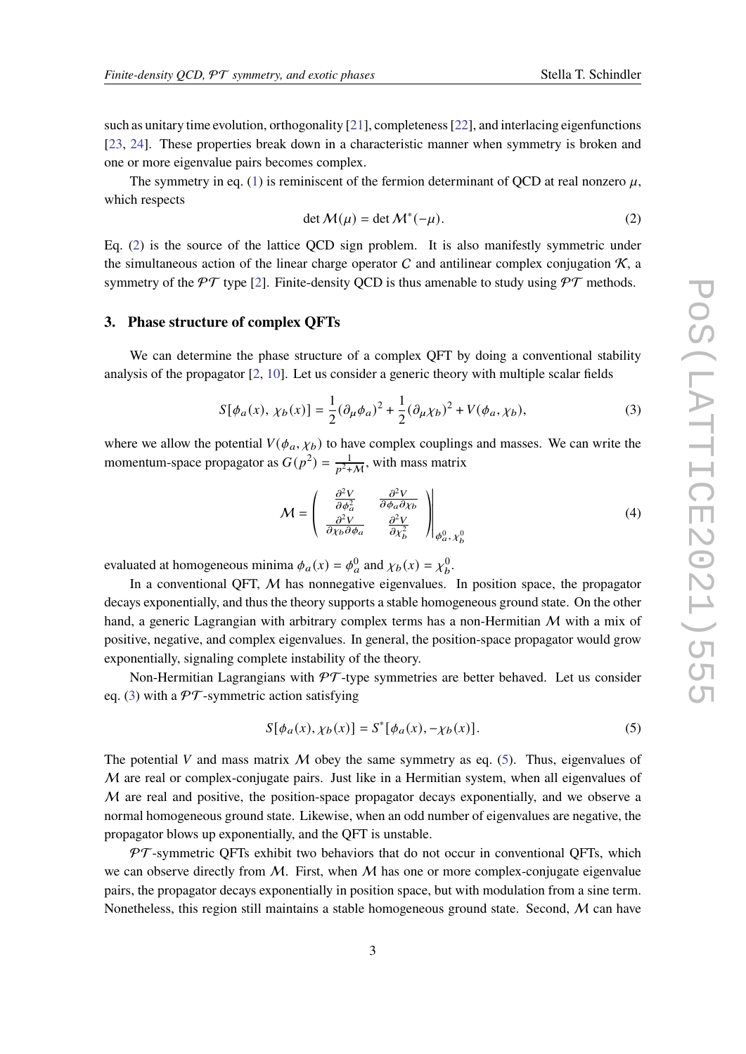such as unitary time evolution, orthogonality [21], completeness [22], and interlacing eigenfunctions [23, 24]. These properties break down in a characteristic manner when symmetry is broken and one or more eigenvalue pairs becomes complex.

The symmetry in eq. (1) is reminiscent of the fermion determinant of QCD at real nonzero $\mu$, which respects

$$\det \mathcal{M}(\mu) = \det \mathcal{M}^*(-\mu). \tag{2}$$

Eq. (2) is the source of the lattice QCD sign problem. It is also manifestly symmetric under the simultaneous action of the linear charge operator $C$ and antilinear complex conjugation $\mathcal{K}$, a symmetry of the $\mathcal{PT}$ type [2]. Finite-density QCD is thus amenable to study using $\mathcal{PT}$ methods.

## 3. Phase structure of complex QFTs

We can determine the phase structure of a complex QFT by doing a conventional stability analysis of the propagator [2, 10]. Let us consider a generic theory with multiple scalar fields

$$S[\phi_a(x),\, \chi_b(x)] = \frac{1}{2}(\partial_\mu \phi_a)^2 + \frac{1}{2}(\partial_\mu \chi_b)^2 + V(\phi_a, \chi_b), \tag{3}$$

where we allow the potential $V(\phi_a, \chi_b)$ to have complex couplings and masses. We can write the momentum-space propagator as $G(p^2) = \frac{1}{p^2 + \mathcal{M}}$, with mass matrix

$$\mathcal{M} = \left. \begin{pmatrix} \frac{\partial^2 V}{\partial \phi_a^2} & \frac{\partial^2 V}{\partial \phi_a \partial \chi_b} \\ \frac{\partial^2 V}{\partial \chi_b \partial \phi_a} & \frac{\partial^2 V}{\partial \chi_b^2} \end{pmatrix} \right|_{\phi_a^0,\, \chi_b^0} \tag{4}$$

evaluated at homogeneous minima $\phi_a(x) = \phi_a^0$ and $\chi_b(x) = \chi_b^0$.

In a conventional QFT, $\mathcal{M}$ has nonnegative eigenvalues. In position space, the propagator decays exponentially, and thus the theory supports a stable homogeneous ground state. On the other hand, a generic Lagrangian with arbitrary complex terms has a non-Hermitian $\mathcal{M}$ with a mix of positive, negative, and complex eigenvalues. In general, the position-space propagator would grow exponentially, signaling complete instability of the theory.

Non-Hermitian Lagrangians with $\mathcal{PT}$-type symmetries are better behaved. Let us consider eq. (3) with a $\mathcal{PT}$-symmetric action satisfying

$$S[\phi_a(x), \chi_b(x)] = S^*[\phi_a(x), -\chi_b(x)]. \tag{5}$$

The potential $V$ and mass matrix $\mathcal{M}$ obey the same symmetry as eq. (5). Thus, eigenvalues of $\mathcal{M}$ are real or complex-conjugate pairs. Just like in a Hermitian system, when all eigenvalues of $\mathcal{M}$ are real and positive, the position-space propagator decays exponentially, and we observe a normal homogeneous ground state. Likewise, when an odd number of eigenvalues are negative, the propagator blows up exponentially, and the QFT is unstable.

$\mathcal{PT}$-symmetric QFTs exhibit two behaviors that do not occur in conventional QFTs, which we can observe directly from $\mathcal{M}$. First, when $\mathcal{M}$ has one or more complex-conjugate eigenvalue pairs, the propagator decays exponentially in position space, but with modulation from a sine term. Nonetheless, this region still maintains a stable homogeneous ground state. Second, $\mathcal{M}$ can have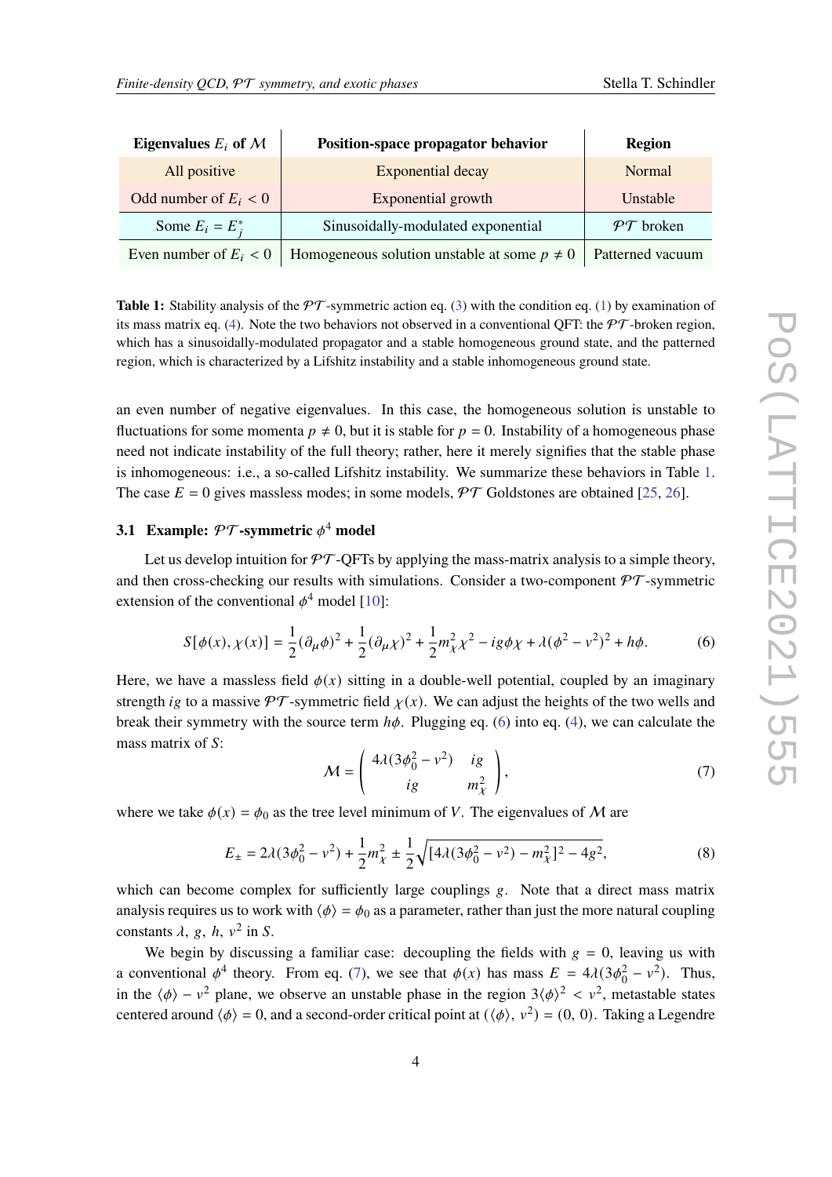| Eigenvalues $E_i$ of $\mathcal{M}$ | Position-space propagator behavior | Region |
|---|---|---|
| All positive | Exponential decay | Normal |
| Odd number of $E_i < 0$ | Exponential growth | Unstable |
| Some $E_i = E_j^*$ | Sinusoidally-modulated exponential | $\mathcal{PT}$ broken |
| Even number of $E_i < 0$ | Homogeneous solution unstable at some $p \neq 0$ | Patterned vacuum |

**Table 1:** Stability analysis of the $\mathcal{PT}$-symmetric action eq. (3) with the condition eq. (1) by examination of its mass matrix eq. (4). Note the two behaviors not observed in a conventional QFT: the $\mathcal{PT}$-broken region, which has a sinusoidally-modulated propagator and a stable homogeneous ground state, and the patterned region, which is characterized by a Lifshitz instability and a stable inhomogeneous ground state.

an even number of negative eigenvalues. In this case, the homogeneous solution is unstable to fluctuations for some momenta $p \neq 0$, but it is stable for $p = 0$. Instability of a homogeneous phase need not indicate instability of the full theory; rather, here it merely signifies that the stable phase is inhomogeneous: i.e., a so-called Lifshitz instability. We summarize these behaviors in Table 1. The case $E = 0$ gives massless modes; in some models, $\mathcal{PT}$ Goldstones are obtained [25, 26].

### 3.1 Example: $\mathcal{PT}$-symmetric $\phi^4$ model

Let us develop intuition for $\mathcal{PT}$-QFTs by applying the mass-matrix analysis to a simple theory, and then cross-checking our results with simulations. Consider a two-component $\mathcal{PT}$-symmetric extension of the conventional $\phi^4$ model [10]:

$$S[\phi(x), \chi(x)] = \frac{1}{2}(\partial_\mu \phi)^2 + \frac{1}{2}(\partial_\mu \chi)^2 + \frac{1}{2}m_\chi^2 \chi^2 - ig\phi\chi + \lambda(\phi^2 - v^2)^2 + h\phi. \tag{6}$$

Here, we have a massless field $\phi(x)$ sitting in a double-well potential, coupled by an imaginary strength $ig$ to a massive $\mathcal{PT}$-symmetric field $\chi(x)$. We can adjust the heights of the two wells and break their symmetry with the source term $h\phi$. Plugging eq. (6) into eq. (4), we can calculate the mass matrix of $S$:

$$\mathcal{M} = \begin{pmatrix} 4\lambda(3\phi_0^2 - v^2) & ig \\ ig & m_\chi^2 \end{pmatrix}, \tag{7}$$

where we take $\phi(x) = \phi_0$ as the tree level minimum of $V$. The eigenvalues of $\mathcal{M}$ are

$$E_\pm = 2\lambda(3\phi_0^2 - v^2) + \frac{1}{2}m_\chi^2 \pm \frac{1}{2}\sqrt{[4\lambda(3\phi_0^2 - v^2) - m_\chi^2]^2 - 4g^2}, \tag{8}$$

which can become complex for sufficiently large couplings $g$. Note that a direct mass matrix analysis requires us to work with $\langle\phi\rangle = \phi_0$ as a parameter, rather than just the more natural coupling constants $\lambda$, $g$, $h$, $v^2$ in $S$.

We begin by discussing a familiar case: decoupling the fields with $g = 0$, leaving us with a conventional $\phi^4$ theory. From eq. (7), we see that $\phi(x)$ has mass $E = 4\lambda(3\phi_0^2 - v^2)$. Thus, in the $\langle\phi\rangle - v^2$ plane, we observe an unstable phase in the region $3\langle\phi\rangle^2 < v^2$, metastable states centered around $\langle\phi\rangle = 0$, and a second-order critical point at $(\langle\phi\rangle, v^2) = (0, 0)$. Taking a Legendre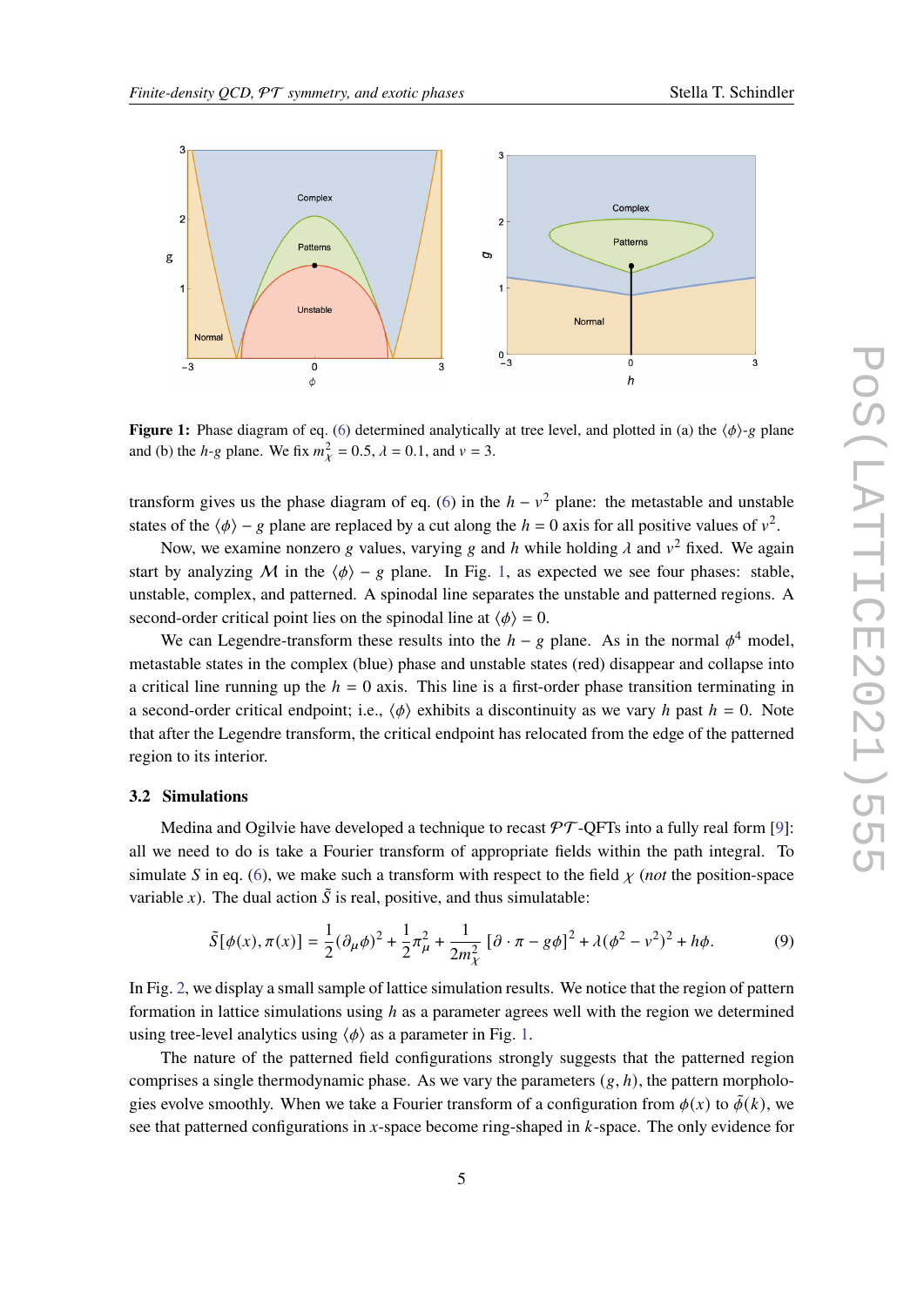Figure 1: Phase diagram of eq. (6) determined analytically at tree level, and plotted in (a) the $\langle\phi\rangle$-$g$ plane and (b) the $h$-$g$ plane. We fix $m_\chi^2 = 0.5$, $\lambda = 0.1$, and $v = 3$.

transform gives us the phase diagram of eq. (6) in the $h - v^2$ plane: the metastable and unstable states of the $\langle\phi\rangle - g$ plane are replaced by a cut along the $h = 0$ axis for all positive values of $v^2$.

Now, we examine nonzero $g$ values, varying $g$ and $h$ while holding $\lambda$ and $v^2$ fixed. We again start by analyzing $\mathcal{M}$ in the $\langle\phi\rangle - g$ plane. In Fig. 1, as expected we see four phases: stable, unstable, complex, and patterned. A spinodal line separates the unstable and patterned regions. A second-order critical point lies on the spinodal line at $\langle\phi\rangle = 0$.

We can Legendre-transform these results into the $h - g$ plane. As in the normal $\phi^4$ model, metastable states in the complex (blue) phase and unstable states (red) disappear and collapse into a critical line running up the $h = 0$ axis. This line is a first-order phase transition terminating in a second-order critical endpoint; i.e., $\langle\phi\rangle$ exhibits a discontinuity as we vary $h$ past $h = 0$. Note that after the Legendre transform, the critical endpoint has relocated from the edge of the patterned region to its interior.

### 3.2 Simulations

Medina and Ogilvie have developed a technique to recast $\mathcal{PT}$-QFTs into a fully real form [9]: all we need to do is take a Fourier transform of appropriate fields within the path integral. To simulate $S$ in eq. (6), we make such a transform with respect to the field $\chi$ (*not* the position-space variable $x$). The dual action $\tilde{S}$ is real, positive, and thus simulatable:

$$\tilde{S}[\phi(x), \pi(x)] = \frac{1}{2}(\partial_\mu \phi)^2 + \frac{1}{2}\pi_\mu^2 + \frac{1}{2m_\chi^2}\left[\partial \cdot \pi - g\phi\right]^2 + \lambda(\phi^2 - v^2)^2 + h\phi. \tag{9}$$

In Fig. 2, we display a small sample of lattice simulation results. We notice that the region of pattern formation in lattice simulations using $h$ as a parameter agrees well with the region we determined using tree-level analytics using $\langle\phi\rangle$ as a parameter in Fig. 1.

The nature of the patterned field configurations strongly suggests that the patterned region comprises a single thermodynamic phase. As we vary the parameters $(g, h)$, the pattern morphologies evolve smoothly. When we take a Fourier transform of a configuration from $\phi(x)$ to $\tilde{\phi}(k)$, we see that patterned configurations in $x$-space become ring-shaped in $k$-space. The only evidence for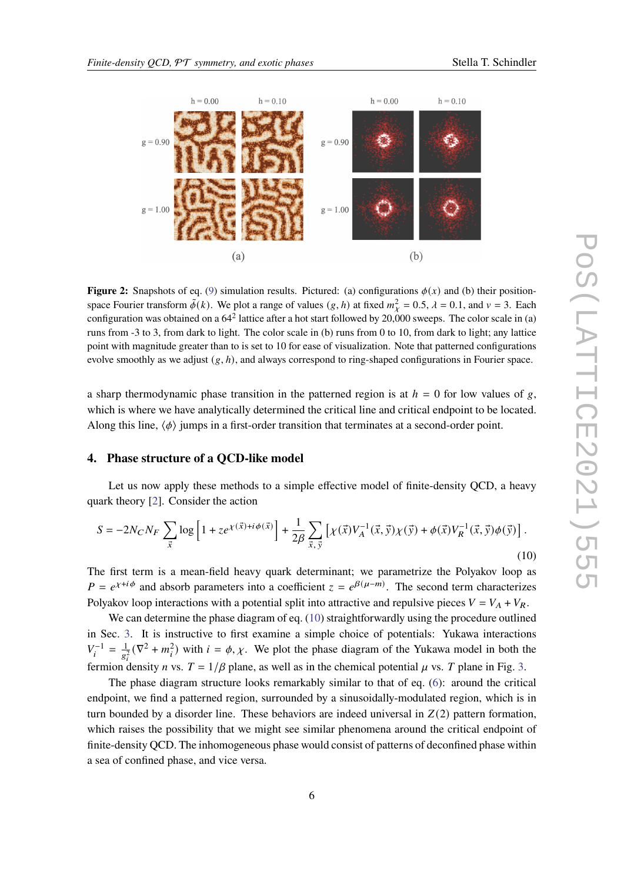**Figure 2:** Snapshots of eq. (9) simulation results. Pictured: (a) configurations $\phi(x)$ and (b) their position-space Fourier transform $\tilde{\phi}(k)$. We plot a range of values $(g, h)$ at fixed $m_\chi^2 = 0.5$, $\lambda = 0.1$, and $\nu = 3$. Each configuration was obtained on a $64^2$ lattice after a hot start followed by 20,000 sweeps. The color scale in (a) runs from -3 to 3, from dark to light. The color scale in (b) runs from 0 to 10, from dark to light; any lattice point with magnitude greater than to is set to 10 for ease of visualization. Note that patterned configurations evolve smoothly as we adjust $(g, h)$, and always correspond to ring-shaped configurations in Fourier space.

a sharp thermodynamic phase transition in the patterned region is at $h = 0$ for low values of $g$, which is where we have analytically determined the critical line and critical endpoint to be located. Along this line, $\langle \phi \rangle$ jumps in a first-order transition that terminates at a second-order point.

## 4. Phase structure of a QCD-like model

Let us now apply these methods to a simple effective model of finite-density QCD, a heavy quark theory [2]. Consider the action

$$S = -2N_C N_F \sum_{\vec{x}} \log \left[ 1 + z e^{\chi(\vec{x}) + i\phi(\vec{x})} \right] + \frac{1}{2\beta} \sum_{\vec{x},\vec{y}} \left[ \chi(\vec{x}) V_A^{-1}(\vec{x}, \vec{y}) \chi(\vec{y}) + \phi(\vec{x}) V_R^{-1}(\vec{x}, \vec{y}) \phi(\vec{y}) \right]. \tag{10}$$

The first term is a mean-field heavy quark determinant; we parametrize the Polyakov loop as $P = e^{\chi + i\phi}$ and absorb parameters into a coefficient $z = e^{\beta(\mu - m)}$. The second term characterizes Polyakov loop interactions with a potential split into attractive and repulsive pieces $V = V_A + V_R$.

We can determine the phase diagram of eq. (10) straightforwardly using the procedure outlined in Sec. 3. It is instructive to first examine a simple choice of potentials: Yukawa interactions $V_i^{-1} = \frac{1}{g_i^2}(\nabla^2 + m_i^2)$ with $i = \phi, \chi$. We plot the phase diagram of the Yukawa model in both the fermion density $n$ vs. $T = 1/\beta$ plane, as well as in the chemical potential $\mu$ vs. $T$ plane in Fig. 3.

The phase diagram structure looks remarkably similar to that of eq. (6): around the critical endpoint, we find a patterned region, surrounded by a sinusoidally-modulated region, which is in turn bounded by a disorder line. These behaviors are indeed universal in $Z(2)$ pattern formation, which raises the possibility that we might see similar phenomena around the critical endpoint of finite-density QCD. The inhomogeneous phase would consist of patterns of deconfined phase within a sea of confined phase, and vice versa.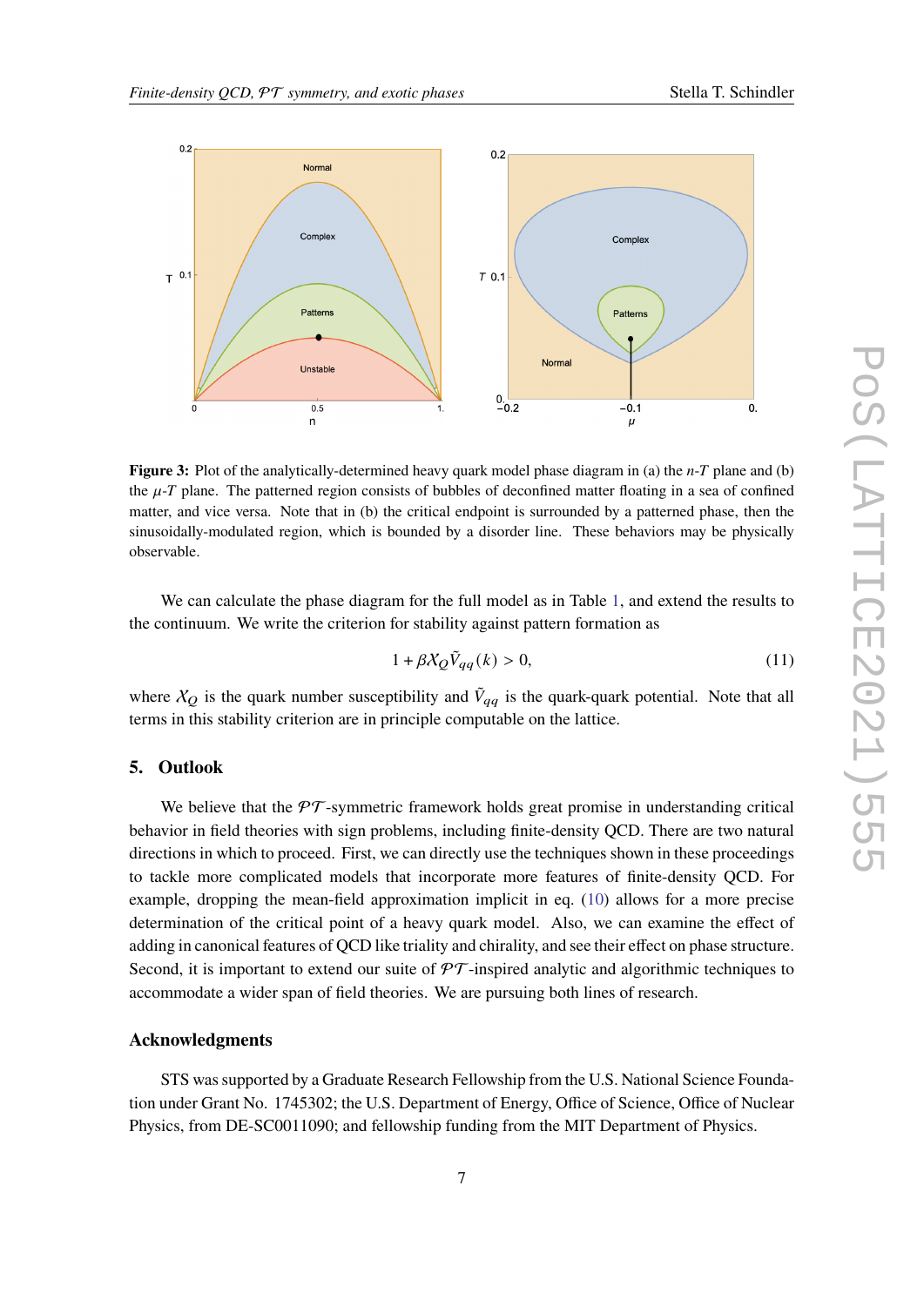**Figure 3:** Plot of the analytically-determined heavy quark model phase diagram in (a) the $n$-$T$ plane and (b) the $\mu$-$T$ plane. The patterned region consists of bubbles of deconfined matter floating in a sea of confined matter, and vice versa. Note that in (b) the critical endpoint is surrounded by a patterned phase, then the sinusoidally-modulated region, which is bounded by a disorder line. These behaviors may be physically observable.

We can calculate the phase diagram for the full model as in Table 1, and extend the results to the continuum. We write the criterion for stability against pattern formation as

$$1 + \beta X_Q \tilde{V}_{qq}(k) > 0, \tag{11}$$

where $X_Q$ is the quark number susceptibility and $\tilde{V}_{qq}$ is the quark-quark potential. Note that all terms in this stability criterion are in principle computable on the lattice.

## 5. Outlook

We believe that the $\mathcal{PT}$-symmetric framework holds great promise in understanding critical behavior in field theories with sign problems, including finite-density QCD. There are two natural directions in which to proceed. First, we can directly use the techniques shown in these proceedings to tackle more complicated models that incorporate more features of finite-density QCD. For example, dropping the mean-field approximation implicit in eq. (10) allows for a more precise determination of the critical point of a heavy quark model. Also, we can examine the effect of adding in canonical features of QCD like triality and chirality, and see their effect on phase structure. Second, it is important to extend our suite of $\mathcal{PT}$-inspired analytic and algorithmic techniques to accommodate a wider span of field theories. We are pursuing both lines of research.

### Acknowledgments

STS was supported by a Graduate Research Fellowship from the U.S. National Science Foundation under Grant No. 1745302; the U.S. Department of Energy, Office of Science, Office of Nuclear Physics, from DE-SC0011090; and fellowship funding from the MIT Department of Physics.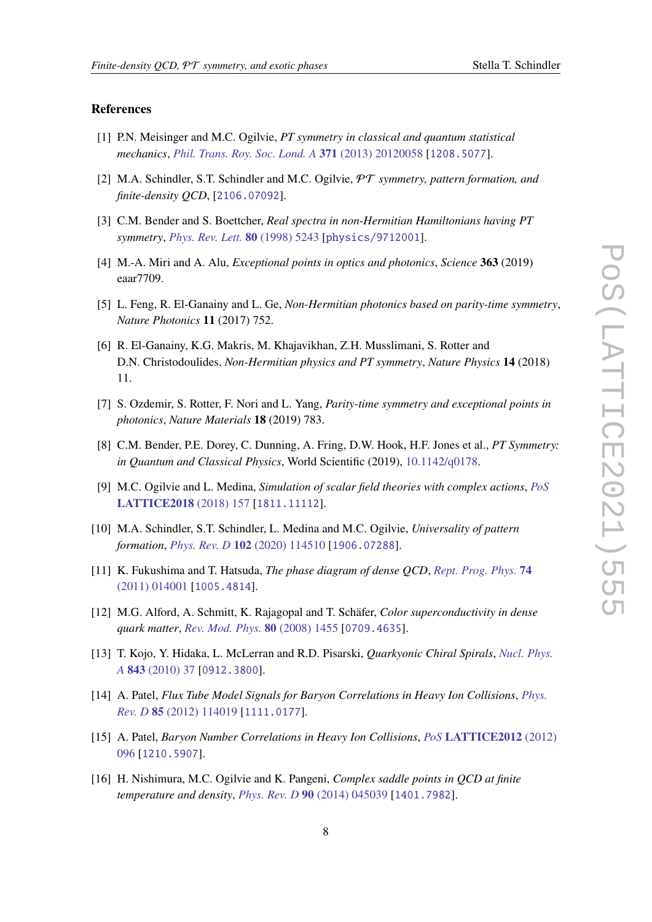## References

[1] P.N. Meisinger and M.C. Ogilvie, *PT symmetry in classical and quantum statistical mechanics*, *Phil. Trans. Roy. Soc. Lond. A* **371** (2013) 20120058 [1208.5077].

[2] M.A. Schindler, S.T. Schindler and M.C. Ogilvie, *$\mathcal{PT}$ symmetry, pattern formation, and finite-density QCD*, [2106.07092].

[3] C.M. Bender and S. Boettcher, *Real spectra in non-Hermitian Hamiltonians having PT symmetry*, *Phys. Rev. Lett.* **80** (1998) 5243 [physics/9712001].

[4] M.-A. Miri and A. Alu, *Exceptional points in optics and photonics*, *Science* **363** (2019) eaar7709.

[5] L. Feng, R. El-Ganainy and L. Ge, *Non-Hermitian photonics based on parity-time symmetry*, *Nature Photonics* **11** (2017) 752.

[6] R. El-Ganainy, K.G. Makris, M. Khajavikhan, Z.H. Musslimani, S. Rotter and D.N. Christodoulides, *Non-Hermitian physics and PT symmetry*, *Nature Physics* **14** (2018) 11.

[7] S. Ozdemir, S. Rotter, F. Nori and L. Yang, *Parity-time symmetry and exceptional points in photonics*, *Nature Materials* **18** (2019) 783.

[8] C.M. Bender, P.E. Dorey, C. Dunning, A. Fring, D.W. Hook, H.F. Jones et al., *PT Symmetry: in Quantum and Classical Physics*, World Scientific (2019), 10.1142/q0178.

[9] M.C. Ogilvie and L. Medina, *Simulation of scalar field theories with complex actions*, *PoS* **LATTICE2018** (2018) 157 [1811.11112].

[10] M.A. Schindler, S.T. Schindler, L. Medina and M.C. Ogilvie, *Universality of pattern formation*, *Phys. Rev. D* **102** (2020) 114510 [1906.07288].

[11] K. Fukushima and T. Hatsuda, *The phase diagram of dense QCD*, *Rept. Prog. Phys.* **74** (2011) 014001 [1005.4814].

[12] M.G. Alford, A. Schmitt, K. Rajagopal and T. Schäfer, *Color superconductivity in dense quark matter*, *Rev. Mod. Phys.* **80** (2008) 1455 [0709.4635].

[13] T. Kojo, Y. Hidaka, L. McLerran and R.D. Pisarski, *Quarkyonic Chiral Spirals*, *Nucl. Phys. A* **843** (2010) 37 [0912.3800].

[14] A. Patel, *Flux Tube Model Signals for Baryon Correlations in Heavy Ion Collisions*, *Phys. Rev. D* **85** (2012) 114019 [1111.0177].

[15] A. Patel, *Baryon Number Correlations in Heavy Ion Collisions*, *PoS* **LATTICE2012** (2012) 096 [1210.5907].

[16] H. Nishimura, M.C. Ogilvie and K. Pangeni, *Complex saddle points in QCD at finite temperature and density*, *Phys. Rev. D* **90** (2014) 045039 [1401.7982].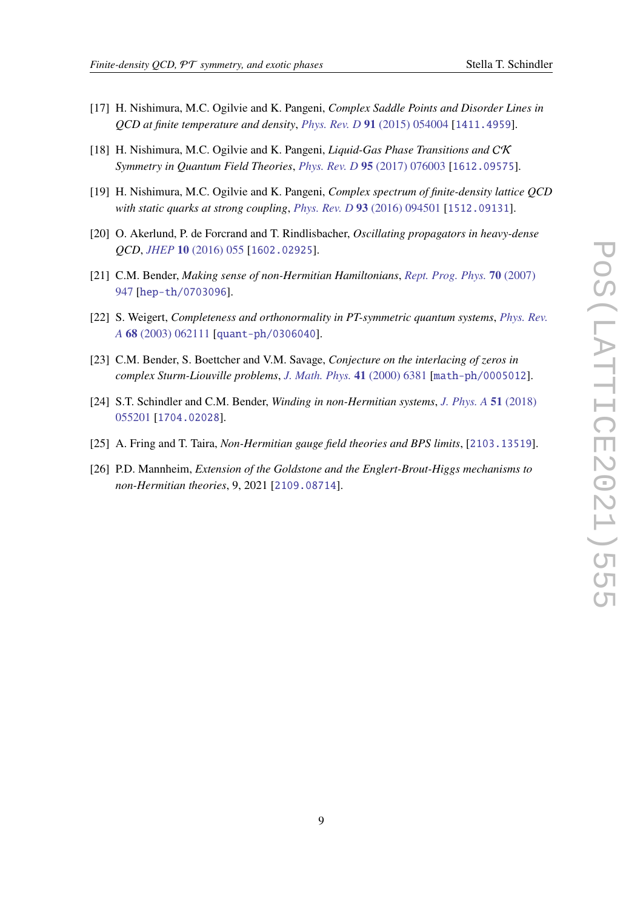[17] H. Nishimura, M.C. Ogilvie and K. Pangeni, *Complex Saddle Points and Disorder Lines in QCD at finite temperature and density*, *Phys. Rev. D* **91** (2015) 054004 [1411.4959].

[18] H. Nishimura, M.C. Ogilvie and K. Pangeni, *Liquid-Gas Phase Transitions and $\mathcal{CK}$ Symmetry in Quantum Field Theories*, *Phys. Rev. D* **95** (2017) 076003 [1612.09575].

[19] H. Nishimura, M.C. Ogilvie and K. Pangeni, *Complex spectrum of finite-density lattice QCD with static quarks at strong coupling*, *Phys. Rev. D* **93** (2016) 094501 [1512.09131].

[20] O. Akerlund, P. de Forcrand and T. Rindlisbacher, *Oscillating propagators in heavy-dense QCD*, *JHEP* **10** (2016) 055 [1602.02925].

[21] C.M. Bender, *Making sense of non-Hermitian Hamiltonians*, *Rept. Prog. Phys.* **70** (2007) 947 [hep-th/0703096].

[22] S. Weigert, *Completeness and orthonormality in PT-symmetric quantum systems*, *Phys. Rev. A* **68** (2003) 062111 [quant-ph/0306040].

[23] C.M. Bender, S. Boettcher and V.M. Savage, *Conjecture on the interlacing of zeros in complex Sturm-Liouville problems*, *J. Math. Phys.* **41** (2000) 6381 [math-ph/0005012].

[24] S.T. Schindler and C.M. Bender, *Winding in non-Hermitian systems*, *J. Phys. A* **51** (2018) 055201 [1704.02028].

[25] A. Fring and T. Taira, *Non-Hermitian gauge field theories and BPS limits*, [2103.13519].

[26] P.D. Mannheim, *Extension of the Goldstone and the Englert-Brout-Higgs mechanisms to non-Hermitian theories*, 9, 2021 [2109.08714].